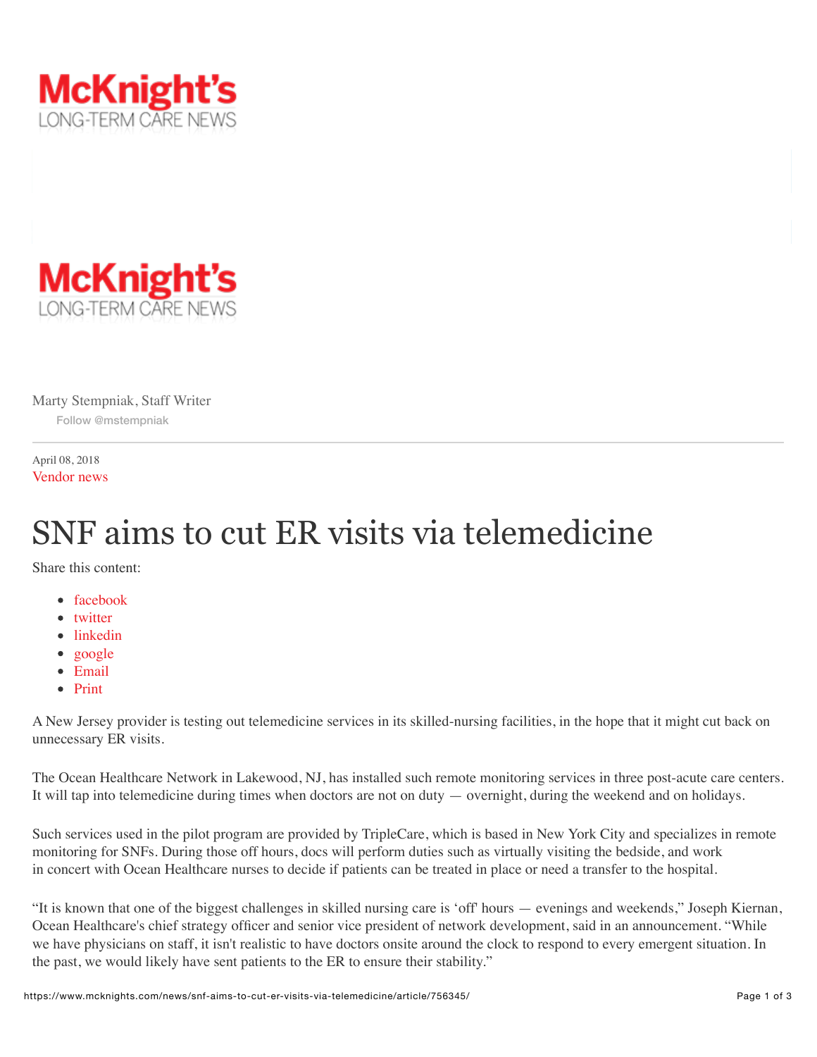McKnight's
LONG-TERM CARE NEWS

McKnight's
LONG-TERM CARE NEWS

Marty Stempniak, Staff Writer
Follow @mstempniak

April 08, 2018
Vendor news

# SNF aims to cut ER visits via telemedicine

Share this content:

- facebook
- twitter
- linkedin
- google
- Email
- Print

A New Jersey provider is testing out telemedicine services in its skilled-nursing facilities, in the hope that it might cut back on unnecessary ER visits.

The Ocean Healthcare Network in Lakewood, NJ, has installed such remote monitoring services in three post-acute care centers. It will tap into telemedicine during times when doctors are not on duty — overnight, during the weekend and on holidays.

Such services used in the pilot program are provided by TripleCare, which is based in New York City and specializes in remote monitoring for SNFs. During those off hours, docs will perform duties such as virtually visiting the bedside, and work in concert with Ocean Healthcare nurses to decide if patients can be treated in place or need a transfer to the hospital.

"It is known that one of the biggest challenges in skilled nursing care is 'off' hours — evenings and weekends," Joseph Kiernan, Ocean Healthcare's chief strategy officer and senior vice president of network development, said in an announcement. "While we have physicians on staff, it isn't realistic to have doctors onsite around the clock to respond to every emergent situation. In the past, we would likely have sent patients to the ER to ensure their stability."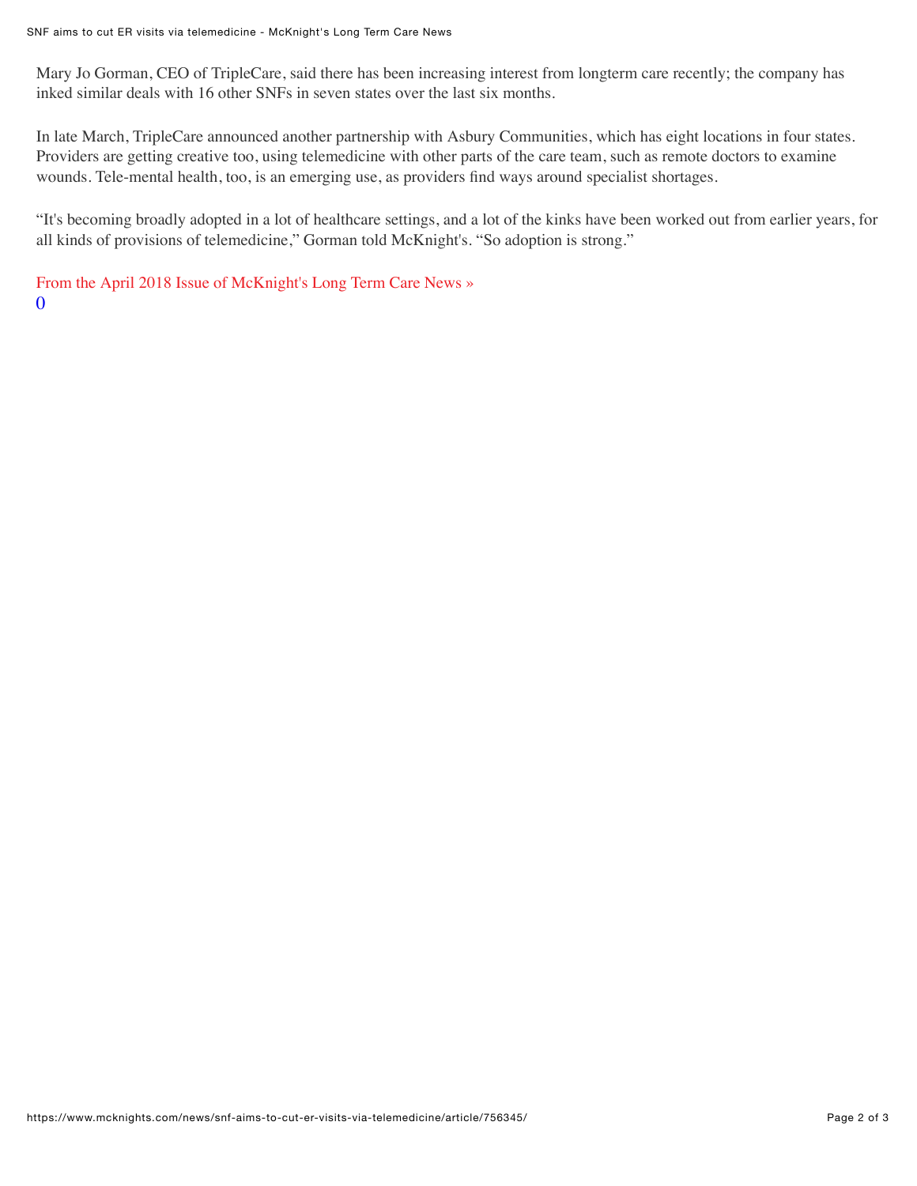Mary Jo Gorman, CEO of TripleCare, said there has been increasing interest from longterm care recently; the company has inked similar deals with 16 other SNFs in seven states over the last six months.

In late March, TripleCare announced another partnership with Asbury Communities, which has eight locations in four states. Providers are getting creative too, using telemedicine with other parts of the care team, such as remote doctors to examine wounds. Tele-mental health, too, is an emerging use, as providers find ways around specialist shortages.

"It's becoming broadly adopted in a lot of healthcare settings, and a lot of the kinks have been worked out from earlier years, for all kinds of provisions of telemedicine," Gorman told McKnight's. "So adoption is strong."

From the April 2018 Issue of McKnight's Long Term Care News »

0